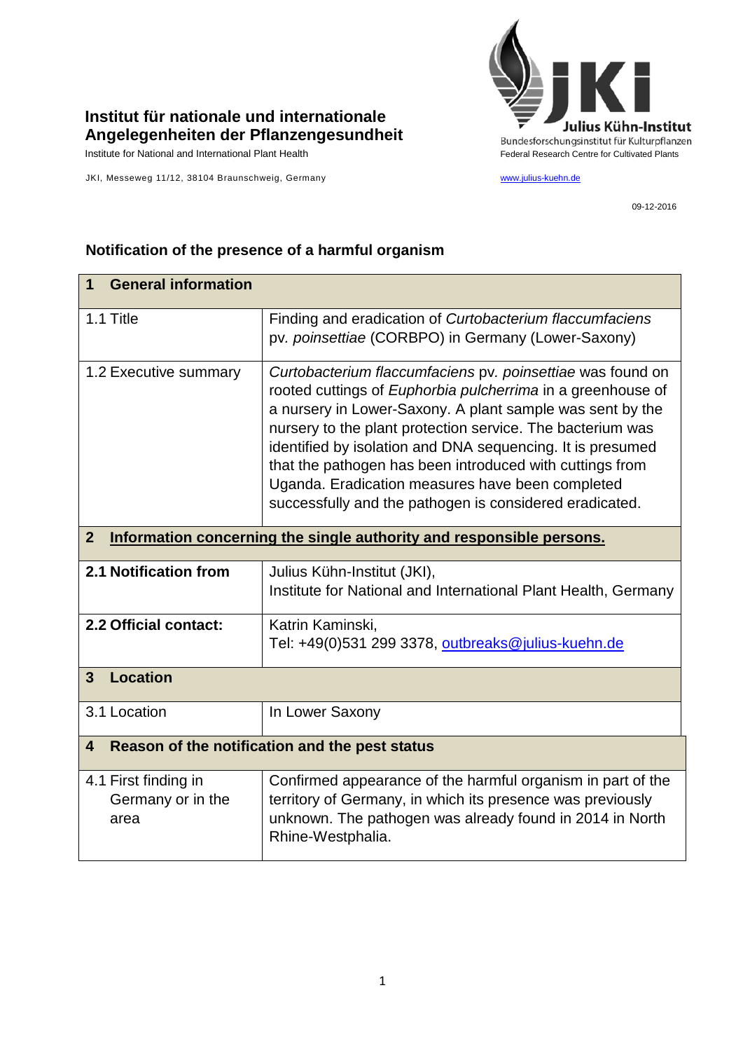**Institut für nationale und internationale Angelegenheiten der Pflanzengesundheit**

Institute for National and International Plant Health

JKI, Messeweg 11/12, 38104 Braunschweig, Germany

Julius Kühn-Institut
Bundesforschungsinstitut für Kulturpflanzen
Federal Research Centre for Cultivated Plants

www.julius-kuehn.de

09-12-2016

## Notification of the presence of a harmful organism

| **1 General information** | |
|---|---|
| 1.1 Title | Finding and eradication of *Curtobacterium flaccumfaciens* pv. *poinsettiae* (CORBPO) in Germany (Lower-Saxony) |
| 1.2 Executive summary | *Curtobacterium flaccumfaciens* pv. *poinsettiae* was found on rooted cuttings of *Euphorbia pulcherrima* in a greenhouse of a nursery in Lower-Saxony. A plant sample was sent by the nursery to the plant protection service. The bacterium was identified by isolation and DNA sequencing. It is presumed that the pathogen has been introduced with cuttings from Uganda. Eradication measures have been completed successfully and the pathogen is considered eradicated. |
| **2 Information concerning the single authority and responsible persons.** | |
| **2.1 Notification from** | Julius Kühn-Institut (JKI), Institute for National and International Plant Health, Germany |
| **2.2 Official contact:** | Katrin Kaminski, Tel: +49(0)531 299 3378, outbreaks@julius-kuehn.de |
| **3 Location** | |
| 3.1 Location | In Lower Saxony |
| **4 Reason of the notification and the pest status** | |
| 4.1 First finding in Germany or in the area | Confirmed appearance of the harmful organism in part of the territory of Germany, in which its presence was previously unknown. The pathogen was already found in 2014 in North Rhine-Westphalia. |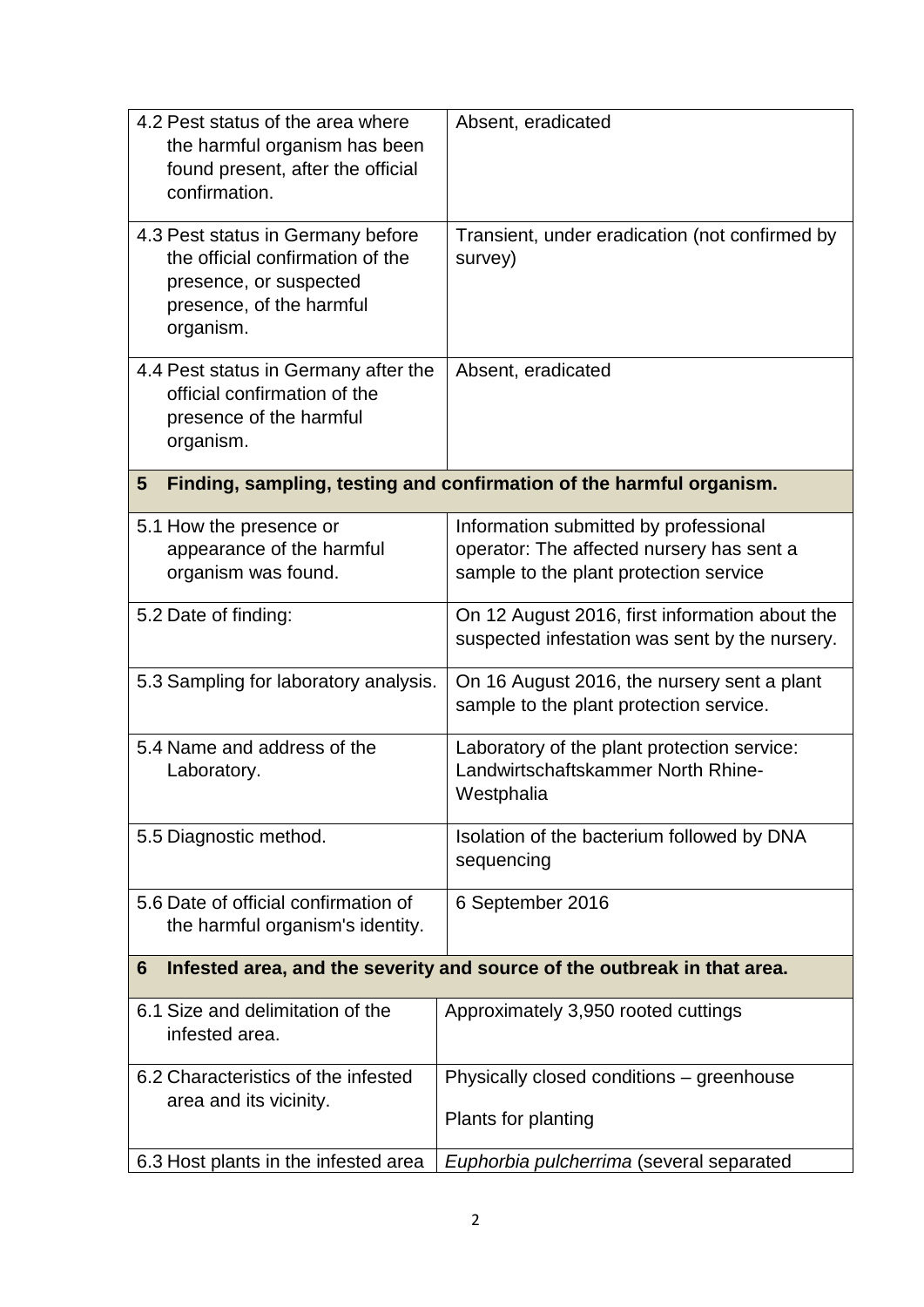| | |
|---|---|
| 4.2 Pest status of the area where the harmful organism has been found present, after the official confirmation. | Absent, eradicated |
| 4.3 Pest status in Germany before the official confirmation of the presence, or suspected presence, of the harmful organism. | Transient, under eradication (not confirmed by survey) |
| 4.4 Pest status in Germany after the official confirmation of the presence of the harmful organism. | Absent, eradicated |

## 5 Finding, sampling, testing and confirmation of the harmful organism.

| | |
|---|---|
| 5.1 How the presence or appearance of the harmful organism was found. | Information submitted by professional operator: The affected nursery has sent a sample to the plant protection service |
| 5.2 Date of finding: | On 12 August 2016, first information about the suspected infestation was sent by the nursery. |
| 5.3 Sampling for laboratory analysis. | On 16 August 2016, the nursery sent a plant sample to the plant protection service. |
| 5.4 Name and address of the Laboratory. | Laboratory of the plant protection service: Landwirtschaftskammer North Rhine-Westphalia |
| 5.5 Diagnostic method. | Isolation of the bacterium followed by DNA sequencing |
| 5.6 Date of official confirmation of the harmful organism's identity. | 6 September 2016 |

## 6 Infested area, and the severity and source of the outbreak in that area.

| | |
|---|---|
| 6.1 Size and delimitation of the infested area. | Approximately 3,950 rooted cuttings |
| 6.2 Characteristics of the infested area and its vicinity. | Physically closed conditions – greenhouse<br><br>Plants for planting |
| 6.3 Host plants in the infested area | *Euphorbia pulcherrima* (several separated |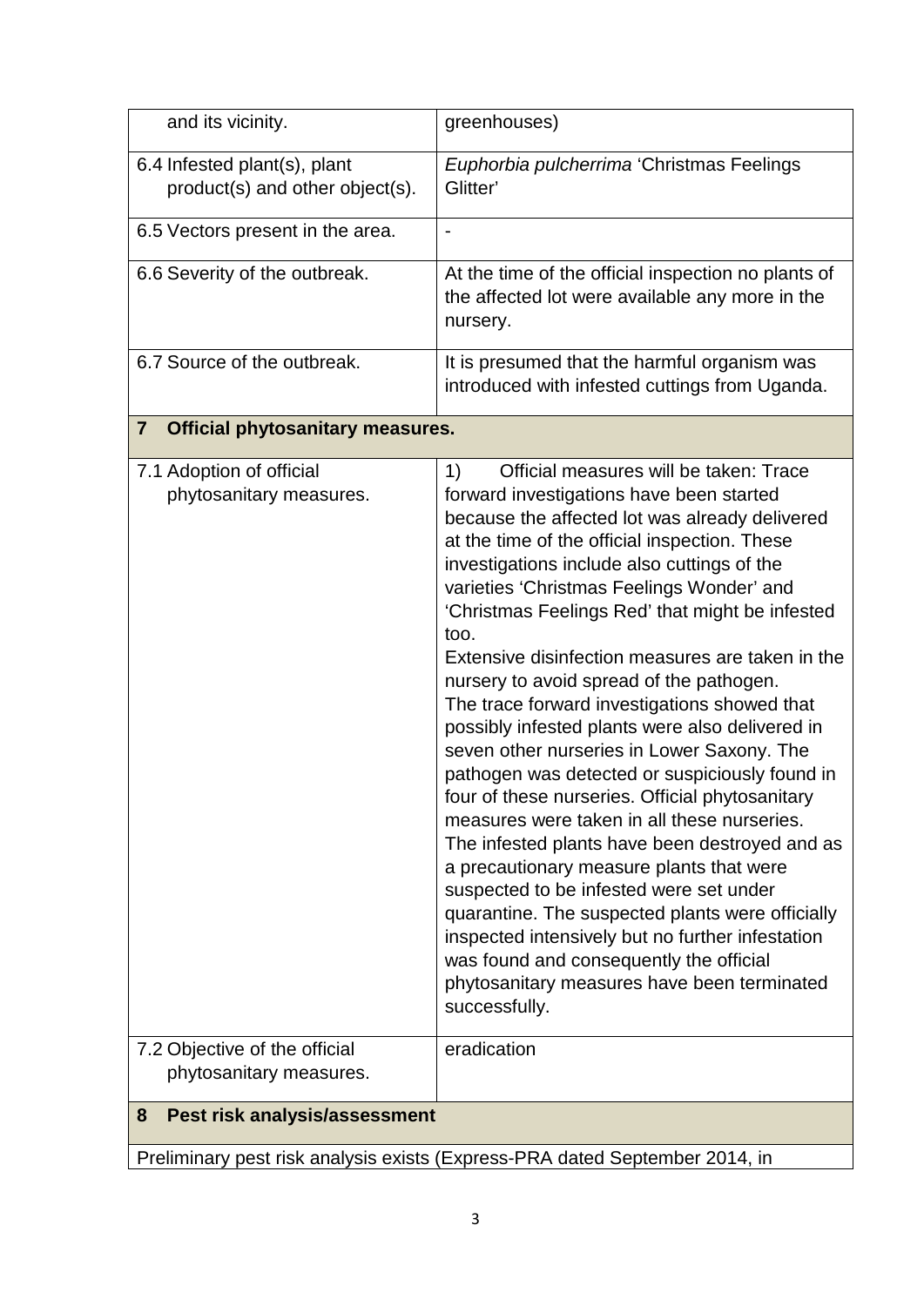| and its vicinity. | greenhouses) |
|---|---|
| 6.4 Infested plant(s), plant product(s) and other object(s). | *Euphorbia pulcherrima* 'Christmas Feelings Glitter' |
| 6.5 Vectors present in the area. | - |
| 6.6 Severity of the outbreak. | At the time of the official inspection no plants of the affected lot were available any more in the nursery. |
| 6.7 Source of the outbreak. | It is presumed that the harmful organism was introduced with infested cuttings from Uganda. |
| **7 Official phytosanitary measures.** | |
| 7.1 Adoption of official phytosanitary measures. | 1) Official measures will be taken: Trace forward investigations have been started because the affected lot was already delivered at the time of the official inspection. These investigations include also cuttings of the varieties 'Christmas Feelings Wonder' and 'Christmas Feelings Red' that might be infested too.<br>Extensive disinfection measures are taken in the nursery to avoid spread of the pathogen.<br>The trace forward investigations showed that possibly infested plants were also delivered in seven other nurseries in Lower Saxony. The pathogen was detected or suspiciously found in four of these nurseries. Official phytosanitary measures were taken in all these nurseries. The infested plants have been destroyed and as a precautionary measure plants that were suspected to be infested were set under quarantine. The suspected plants were officially inspected intensively but no further infestation was found and consequently the official phytosanitary measures have been terminated successfully. |
| 7.2 Objective of the official phytosanitary measures. | eradication |
| **8 Pest risk analysis/assessment** | |
| Preliminary pest risk analysis exists (Express-PRA dated September 2014, in | |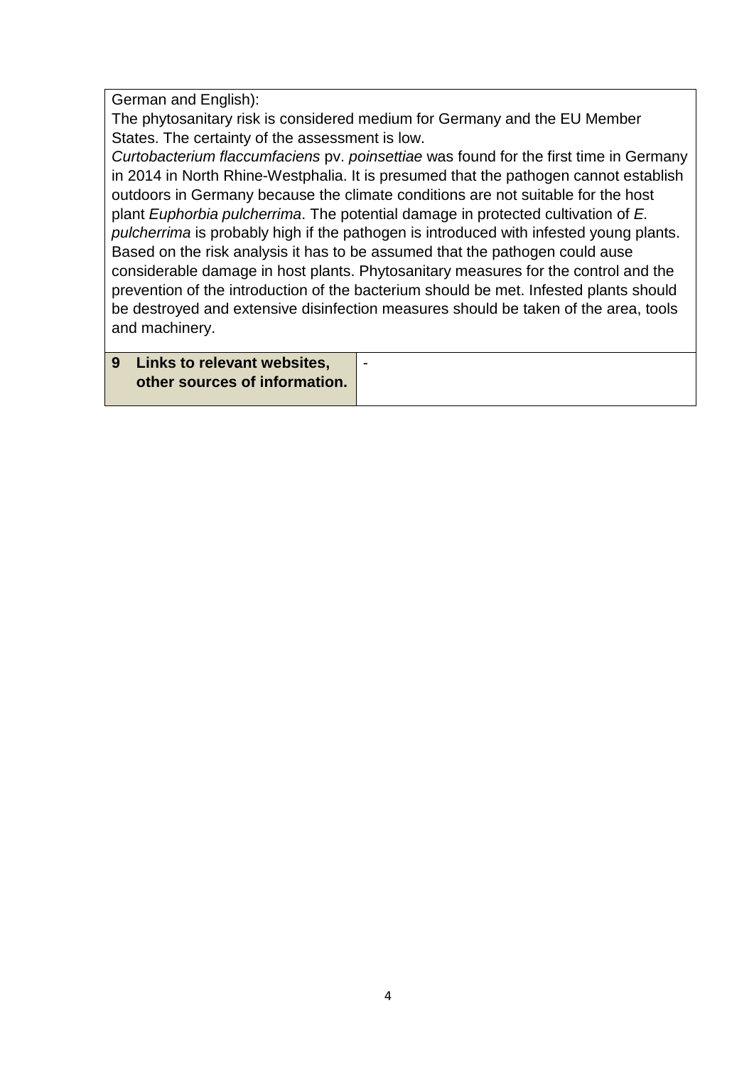German and English):
The phytosanitary risk is considered medium for Germany and the EU Member States. The certainty of the assessment is low.
*Curtobacterium flaccumfaciens* pv. *poinsettiae* was found for the first time in Germany in 2014 in North Rhine-Westphalia. It is presumed that the pathogen cannot establish outdoors in Germany because the climate conditions are not suitable for the host plant *Euphorbia pulcherrima*. The potential damage in protected cultivation of *E. pulcherrima* is probably high if the pathogen is introduced with infested young plants. Based on the risk analysis it has to be assumed that the pathogen could ause considerable damage in host plants. Phytosanitary measures for the control and the prevention of the introduction of the bacterium should be met. Infested plants should be destroyed and extensive disinfection measures should be taken of the area, tools and machinery.

| | |
|---|---|
| **9 Links to relevant websites, other sources of information.** | - |